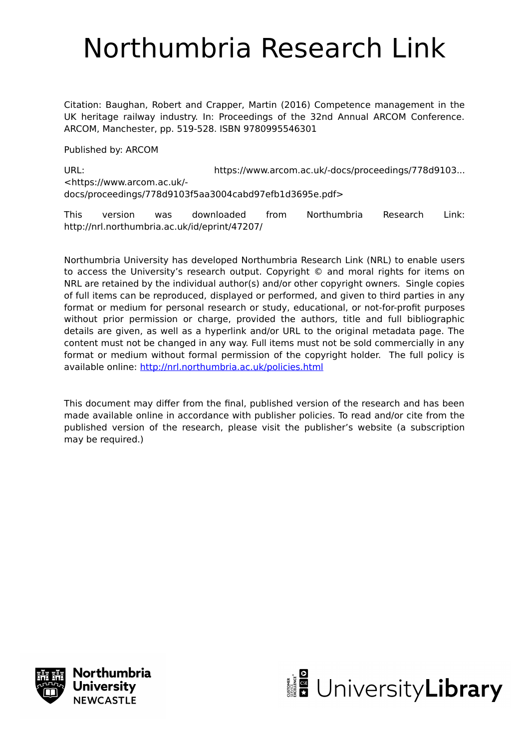# Northumbria Research Link

Citation: Baughan, Robert and Crapper, Martin (2016) Competence management in the UK heritage railway industry. In: Proceedings of the 32nd Annual ARCOM Conference. ARCOM, Manchester, pp. 519-528. ISBN 9780995546301

Published by: ARCOM

URL: https://www.arcom.ac.uk/-docs/proceedings/778d9103... <https://www.arcom.ac.uk/-docs/proceedings/778d9103f5aa3004cabd97efb1d3695e.pdf>

This version was downloaded from Northumbria Research Link: http://nrl.northumbria.ac.uk/id/eprint/47207/

Northumbria University has developed Northumbria Research Link (NRL) to enable users to access the University's research output. Copyright © and moral rights for items on NRL are retained by the individual author(s) and/or other copyright owners. Single copies of full items can be reproduced, displayed or performed, and given to third parties in any format or medium for personal research or study, educational, or not-for-profit purposes without prior permission or charge, provided the authors, title and full bibliographic details are given, as well as a hyperlink and/or URL to the original metadata page. The content must not be changed in any way. Full items must not be sold commercially in any format or medium without formal permission of the copyright holder. The full policy is available online: http://nrl.northumbria.ac.uk/policies.html

This document may differ from the final, published version of the research and has been made available online in accordance with publisher policies. To read and/or cite from the published version of the research, please visit the publisher's website (a subscription may be required.)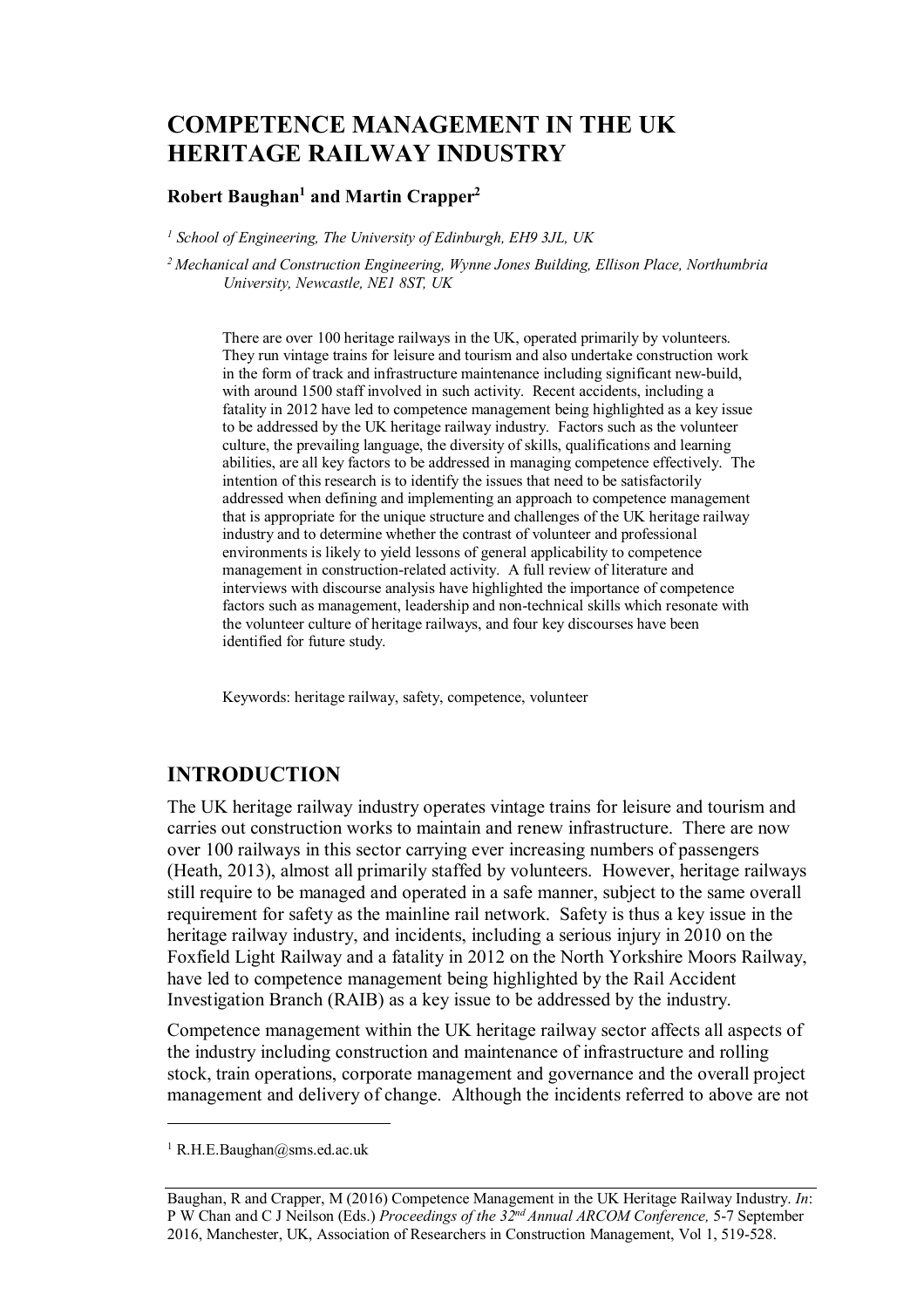# COMPETENCE MANAGEMENT IN THE UK HERITAGE RAILWAY INDUSTRY

**Robert Baughan[1] and Martin Crapper[2]**

*[1] School of Engineering, The University of Edinburgh, EH9 3JL, UK*

*[2] Mechanical and Construction Engineering, Wynne Jones Building, Ellison Place, Northumbria University, Newcastle, NE1 8ST, UK*

There are over 100 heritage railways in the UK, operated primarily by volunteers. They run vintage trains for leisure and tourism and also undertake construction work in the form of track and infrastructure maintenance including significant new-build, with around 1500 staff involved in such activity. Recent accidents, including a fatality in 2012 have led to competence management being highlighted as a key issue to be addressed by the UK heritage railway industry. Factors such as the volunteer culture, the prevailing language, the diversity of skills, qualifications and learning abilities, are all key factors to be addressed in managing competence effectively. The intention of this research is to identify the issues that need to be satisfactorily addressed when defining and implementing an approach to competence management that is appropriate for the unique structure and challenges of the UK heritage railway industry and to determine whether the contrast of volunteer and professional environments is likely to yield lessons of general applicability to competence management in construction-related activity. A full review of literature and interviews with discourse analysis have highlighted the importance of competence factors such as management, leadership and non-technical skills which resonate with the volunteer culture of heritage railways, and four key discourses have been identified for future study.

Keywords: heritage railway, safety, competence, volunteer

## INTRODUCTION

The UK heritage railway industry operates vintage trains for leisure and tourism and carries out construction works to maintain and renew infrastructure. There are now over 100 railways in this sector carrying ever increasing numbers of passengers (Heath, 2013), almost all primarily staffed by volunteers. However, heritage railways still require to be managed and operated in a safe manner, subject to the same overall requirement for safety as the mainline rail network. Safety is thus a key issue in the heritage railway industry, and incidents, including a serious injury in 2010 on the Foxfield Light Railway and a fatality in 2012 on the North Yorkshire Moors Railway, have led to competence management being highlighted by the Rail Accident Investigation Branch (RAIB) as a key issue to be addressed by the industry.

Competence management within the UK heritage railway sector affects all aspects of the industry including construction and maintenance of infrastructure and rolling stock, train operations, corporate management and governance and the overall project management and delivery of change. Although the incidents referred to above are not

[1] R.H.E.Baughan@sms.ed.ac.uk

Baughan, R and Crapper, M (2016) Competence Management in the UK Heritage Railway Industry. *In*: P W Chan and C J Neilson (Eds.) *Proceedings of the 32nd Annual ARCOM Conference,* 5-7 September 2016, Manchester, UK, Association of Researchers in Construction Management, Vol 1, 519-528.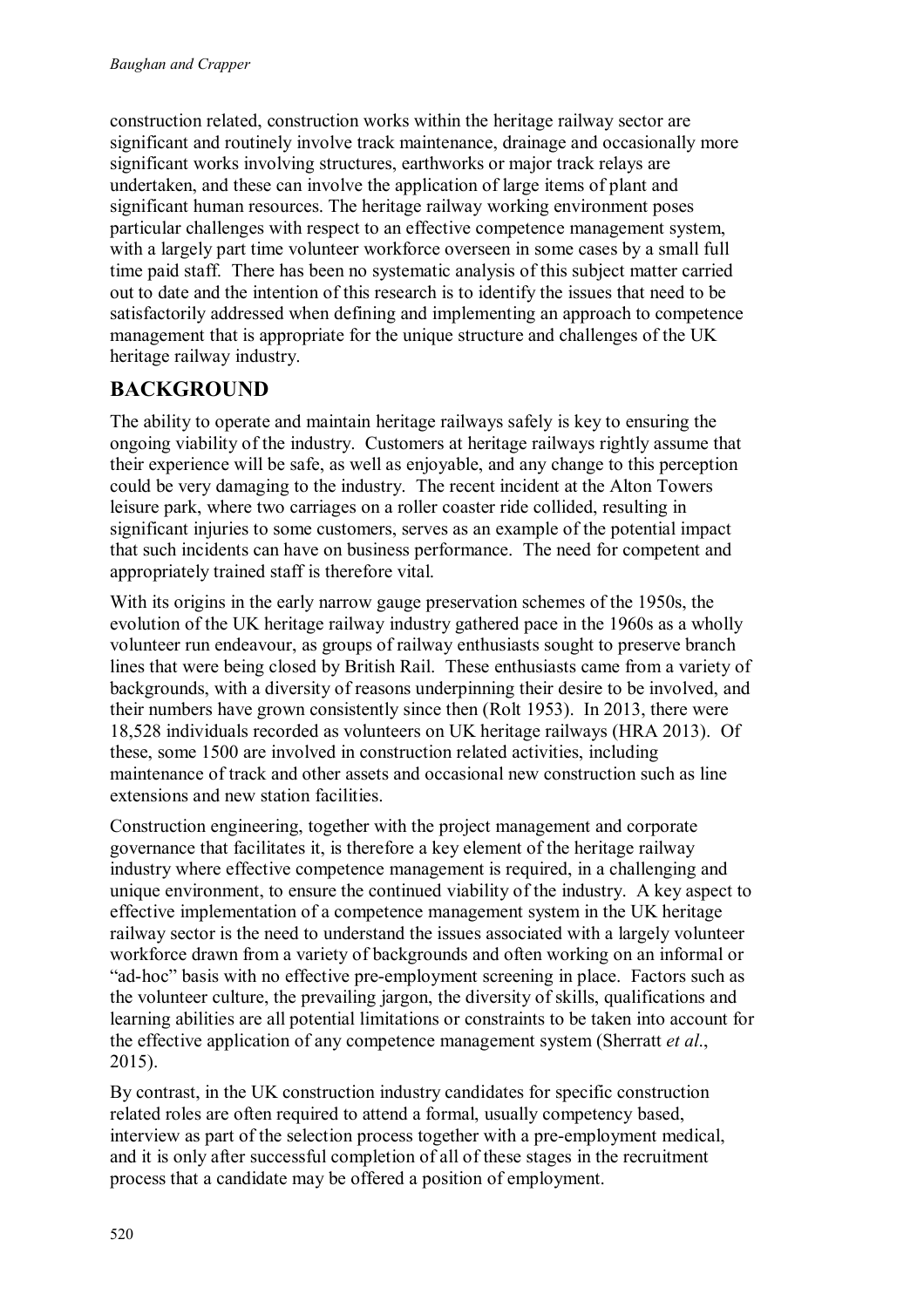construction related, construction works within the heritage railway sector are significant and routinely involve track maintenance, drainage and occasionally more significant works involving structures, earthworks or major track relays are undertaken, and these can involve the application of large items of plant and significant human resources. The heritage railway working environment poses particular challenges with respect to an effective competence management system, with a largely part time volunteer workforce overseen in some cases by a small full time paid staff. There has been no systematic analysis of this subject matter carried out to date and the intention of this research is to identify the issues that need to be satisfactorily addressed when defining and implementing an approach to competence management that is appropriate for the unique structure and challenges of the UK heritage railway industry.

## BACKGROUND

The ability to operate and maintain heritage railways safely is key to ensuring the ongoing viability of the industry. Customers at heritage railways rightly assume that their experience will be safe, as well as enjoyable, and any change to this perception could be very damaging to the industry. The recent incident at the Alton Towers leisure park, where two carriages on a roller coaster ride collided, resulting in significant injuries to some customers, serves as an example of the potential impact that such incidents can have on business performance. The need for competent and appropriately trained staff is therefore vital.

With its origins in the early narrow gauge preservation schemes of the 1950s, the evolution of the UK heritage railway industry gathered pace in the 1960s as a wholly volunteer run endeavour, as groups of railway enthusiasts sought to preserve branch lines that were being closed by British Rail. These enthusiasts came from a variety of backgrounds, with a diversity of reasons underpinning their desire to be involved, and their numbers have grown consistently since then (Rolt 1953). In 2013, there were 18,528 individuals recorded as volunteers on UK heritage railways (HRA 2013). Of these, some 1500 are involved in construction related activities, including maintenance of track and other assets and occasional new construction such as line extensions and new station facilities.

Construction engineering, together with the project management and corporate governance that facilitates it, is therefore a key element of the heritage railway industry where effective competence management is required, in a challenging and unique environment, to ensure the continued viability of the industry. A key aspect to effective implementation of a competence management system in the UK heritage railway sector is the need to understand the issues associated with a largely volunteer workforce drawn from a variety of backgrounds and often working on an informal or "ad-hoc" basis with no effective pre-employment screening in place. Factors such as the volunteer culture, the prevailing jargon, the diversity of skills, qualifications and learning abilities are all potential limitations or constraints to be taken into account for the effective application of any competence management system (Sherratt *et al*., 2015).

By contrast, in the UK construction industry candidates for specific construction related roles are often required to attend a formal, usually competency based, interview as part of the selection process together with a pre-employment medical, and it is only after successful completion of all of these stages in the recruitment process that a candidate may be offered a position of employment.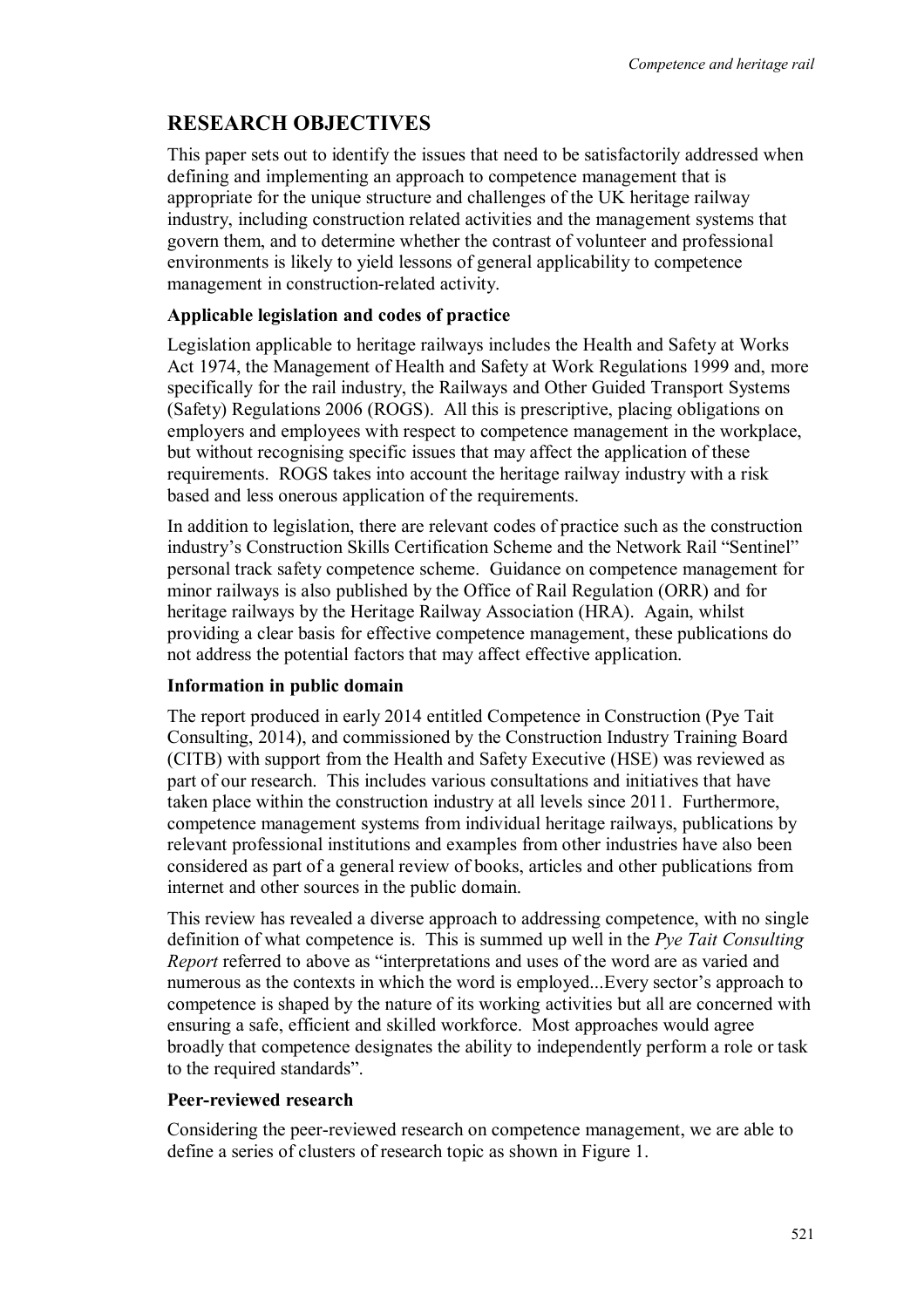## RESEARCH OBJECTIVES

This paper sets out to identify the issues that need to be satisfactorily addressed when defining and implementing an approach to competence management that is appropriate for the unique structure and challenges of the UK heritage railway industry, including construction related activities and the management systems that govern them, and to determine whether the contrast of volunteer and professional environments is likely to yield lessons of general applicability to competence management in construction-related activity.

### Applicable legislation and codes of practice

Legislation applicable to heritage railways includes the Health and Safety at Works Act 1974, the Management of Health and Safety at Work Regulations 1999 and, more specifically for the rail industry, the Railways and Other Guided Transport Systems (Safety) Regulations 2006 (ROGS). All this is prescriptive, placing obligations on employers and employees with respect to competence management in the workplace, but without recognising specific issues that may affect the application of these requirements. ROGS takes into account the heritage railway industry with a risk based and less onerous application of the requirements.

In addition to legislation, there are relevant codes of practice such as the construction industry's Construction Skills Certification Scheme and the Network Rail "Sentinel" personal track safety competence scheme. Guidance on competence management for minor railways is also published by the Office of Rail Regulation (ORR) and for heritage railways by the Heritage Railway Association (HRA). Again, whilst providing a clear basis for effective competence management, these publications do not address the potential factors that may affect effective application.

### Information in public domain

The report produced in early 2014 entitled Competence in Construction (Pye Tait Consulting, 2014), and commissioned by the Construction Industry Training Board (CITB) with support from the Health and Safety Executive (HSE) was reviewed as part of our research. This includes various consultations and initiatives that have taken place within the construction industry at all levels since 2011. Furthermore, competence management systems from individual heritage railways, publications by relevant professional institutions and examples from other industries have also been considered as part of a general review of books, articles and other publications from internet and other sources in the public domain.

This review has revealed a diverse approach to addressing competence, with no single definition of what competence is. This is summed up well in the *Pye Tait Consulting Report* referred to above as "interpretations and uses of the word are as varied and numerous as the contexts in which the word is employed...Every sector's approach to competence is shaped by the nature of its working activities but all are concerned with ensuring a safe, efficient and skilled workforce. Most approaches would agree broadly that competence designates the ability to independently perform a role or task to the required standards".

### Peer-reviewed research

Considering the peer-reviewed research on competence management, we are able to define a series of clusters of research topic as shown in Figure 1.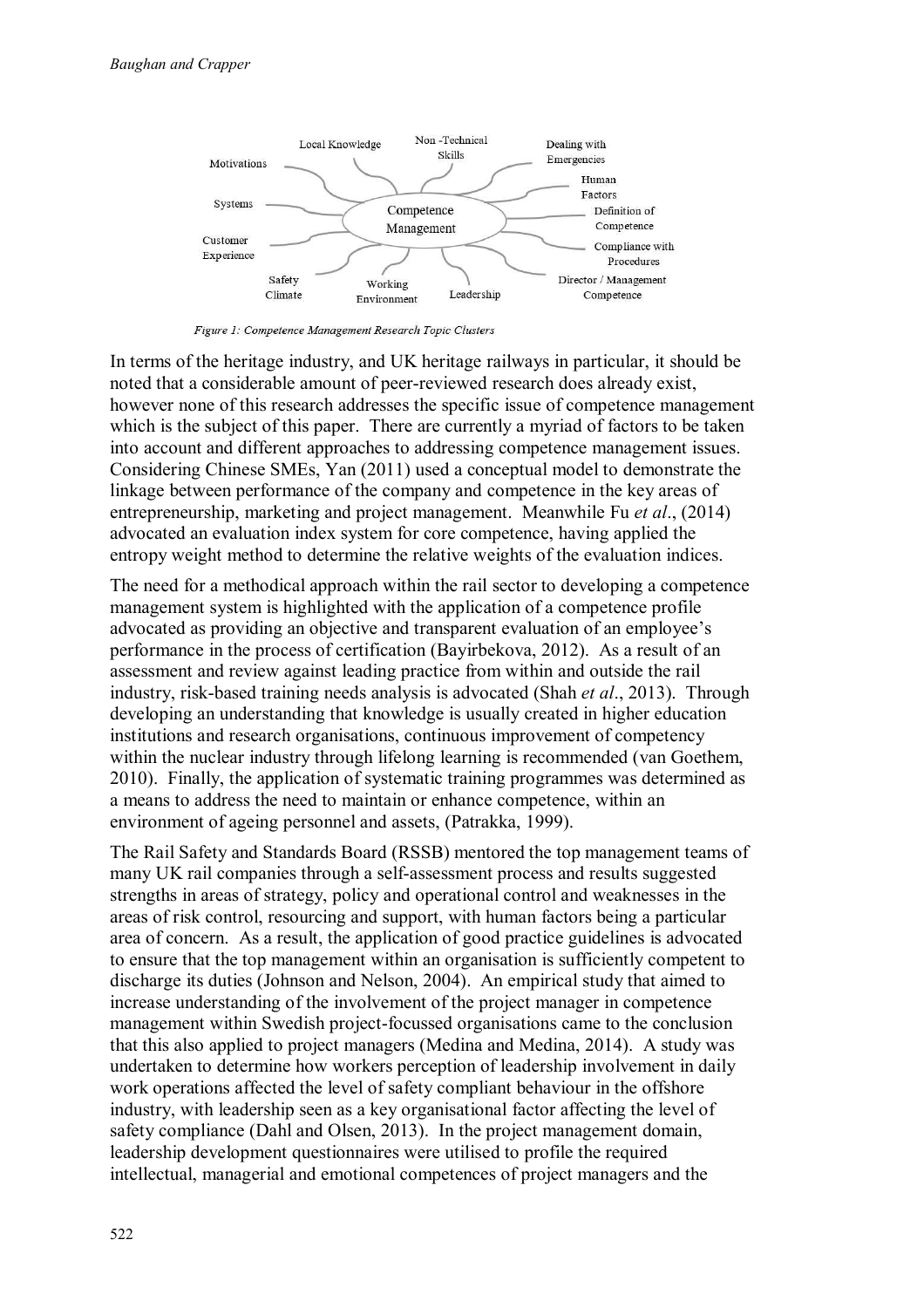Figure 1: Competence Management Research Topic Clusters

In terms of the heritage industry, and UK heritage railways in particular, it should be noted that a considerable amount of peer-reviewed research does already exist, however none of this research addresses the specific issue of competence management which is the subject of this paper. There are currently a myriad of factors to be taken into account and different approaches to addressing competence management issues. Considering Chinese SMEs, Yan (2011) used a conceptual model to demonstrate the linkage between performance of the company and competence in the key areas of entrepreneurship, marketing and project management. Meanwhile Fu *et al*., (2014) advocated an evaluation index system for core competence, having applied the entropy weight method to determine the relative weights of the evaluation indices.

The need for a methodical approach within the rail sector to developing a competence management system is highlighted with the application of a competence profile advocated as providing an objective and transparent evaluation of an employee's performance in the process of certification (Bayirbekova, 2012). As a result of an assessment and review against leading practice from within and outside the rail industry, risk-based training needs analysis is advocated (Shah *et al*., 2013). Through developing an understanding that knowledge is usually created in higher education institutions and research organisations, continuous improvement of competency within the nuclear industry through lifelong learning is recommended (van Goethem, 2010). Finally, the application of systematic training programmes was determined as a means to address the need to maintain or enhance competence, within an environment of ageing personnel and assets, (Patrakka, 1999).

The Rail Safety and Standards Board (RSSB) mentored the top management teams of many UK rail companies through a self-assessment process and results suggested strengths in areas of strategy, policy and operational control and weaknesses in the areas of risk control, resourcing and support, with human factors being a particular area of concern. As a result, the application of good practice guidelines is advocated to ensure that the top management within an organisation is sufficiently competent to discharge its duties (Johnson and Nelson, 2004). An empirical study that aimed to increase understanding of the involvement of the project manager in competence management within Swedish project-focussed organisations came to the conclusion that this also applied to project managers (Medina and Medina, 2014). A study was undertaken to determine how workers perception of leadership involvement in daily work operations affected the level of safety compliant behaviour in the offshore industry, with leadership seen as a key organisational factor affecting the level of safety compliance (Dahl and Olsen, 2013). In the project management domain, leadership development questionnaires were utilised to profile the required intellectual, managerial and emotional competences of project managers and the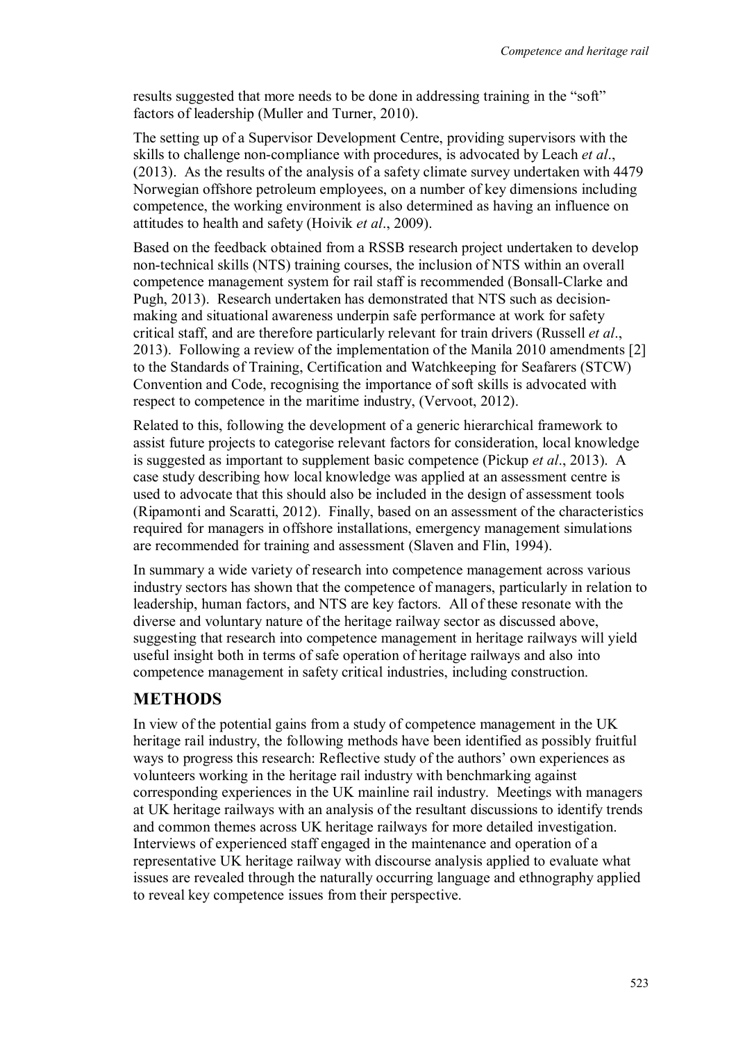results suggested that more needs to be done in addressing training in the "soft" factors of leadership (Muller and Turner, 2010).

The setting up of a Supervisor Development Centre, providing supervisors with the skills to challenge non-compliance with procedures, is advocated by Leach *et al*., (2013). As the results of the analysis of a safety climate survey undertaken with 4479 Norwegian offshore petroleum employees, on a number of key dimensions including competence, the working environment is also determined as having an influence on attitudes to health and safety (Hoivik *et al*., 2009).

Based on the feedback obtained from a RSSB research project undertaken to develop non-technical skills (NTS) training courses, the inclusion of NTS within an overall competence management system for rail staff is recommended (Bonsall-Clarke and Pugh, 2013). Research undertaken has demonstrated that NTS such as decision-making and situational awareness underpin safe performance at work for safety critical staff, and are therefore particularly relevant for train drivers (Russell *et al*., 2013). Following a review of the implementation of the Manila 2010 amendments [2] to the Standards of Training, Certification and Watchkeeping for Seafarers (STCW) Convention and Code, recognising the importance of soft skills is advocated with respect to competence in the maritime industry, (Vervoot, 2012).

Related to this, following the development of a generic hierarchical framework to assist future projects to categorise relevant factors for consideration, local knowledge is suggested as important to supplement basic competence (Pickup *et al*., 2013). A case study describing how local knowledge was applied at an assessment centre is used to advocate that this should also be included in the design of assessment tools (Ripamonti and Scaratti, 2012). Finally, based on an assessment of the characteristics required for managers in offshore installations, emergency management simulations are recommended for training and assessment (Slaven and Flin, 1994).

In summary a wide variety of research into competence management across various industry sectors has shown that the competence of managers, particularly in relation to leadership, human factors, and NTS are key factors. All of these resonate with the diverse and voluntary nature of the heritage railway sector as discussed above, suggesting that research into competence management in heritage railways will yield useful insight both in terms of safe operation of heritage railways and also into competence management in safety critical industries, including construction.

## METHODS

In view of the potential gains from a study of competence management in the UK heritage rail industry, the following methods have been identified as possibly fruitful ways to progress this research: Reflective study of the authors' own experiences as volunteers working in the heritage rail industry with benchmarking against corresponding experiences in the UK mainline rail industry. Meetings with managers at UK heritage railways with an analysis of the resultant discussions to identify trends and common themes across UK heritage railways for more detailed investigation. Interviews of experienced staff engaged in the maintenance and operation of a representative UK heritage railway with discourse analysis applied to evaluate what issues are revealed through the naturally occurring language and ethnography applied to reveal key competence issues from their perspective.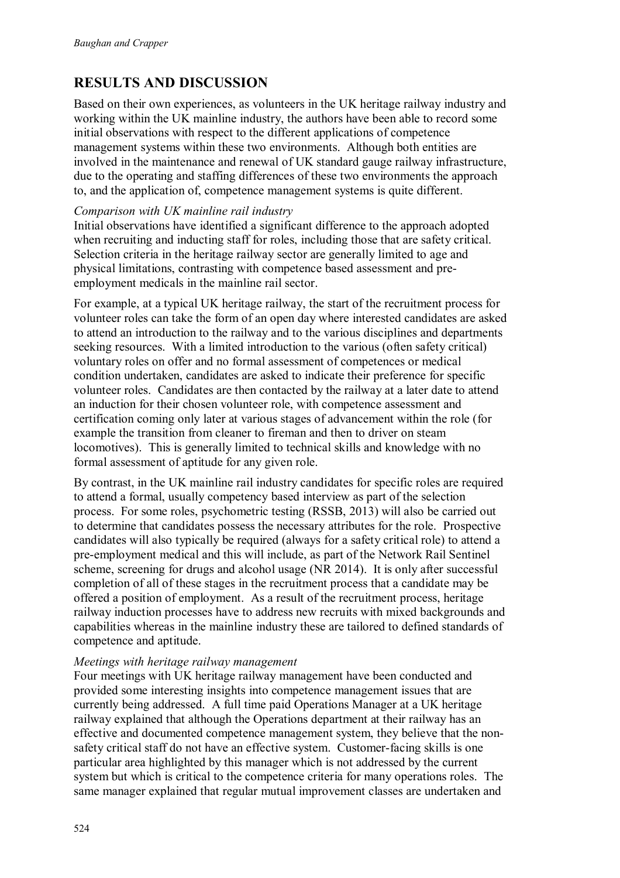## RESULTS AND DISCUSSION

Based on their own experiences, as volunteers in the UK heritage railway industry and working within the UK mainline industry, the authors have been able to record some initial observations with respect to the different applications of competence management systems within these two environments. Although both entities are involved in the maintenance and renewal of UK standard gauge railway infrastructure, due to the operating and staffing differences of these two environments the approach to, and the application of, competence management systems is quite different.

*Comparison with UK mainline rail industry*

Initial observations have identified a significant difference to the approach adopted when recruiting and inducting staff for roles, including those that are safety critical. Selection criteria in the heritage railway sector are generally limited to age and physical limitations, contrasting with competence based assessment and pre-employment medicals in the mainline rail sector.

For example, at a typical UK heritage railway, the start of the recruitment process for volunteer roles can take the form of an open day where interested candidates are asked to attend an introduction to the railway and to the various disciplines and departments seeking resources. With a limited introduction to the various (often safety critical) voluntary roles on offer and no formal assessment of competences or medical condition undertaken, candidates are asked to indicate their preference for specific volunteer roles. Candidates are then contacted by the railway at a later date to attend an induction for their chosen volunteer role, with competence assessment and certification coming only later at various stages of advancement within the role (for example the transition from cleaner to fireman and then to driver on steam locomotives). This is generally limited to technical skills and knowledge with no formal assessment of aptitude for any given role.

By contrast, in the UK mainline rail industry candidates for specific roles are required to attend a formal, usually competency based interview as part of the selection process. For some roles, psychometric testing (RSSB, 2013) will also be carried out to determine that candidates possess the necessary attributes for the role. Prospective candidates will also typically be required (always for a safety critical role) to attend a pre-employment medical and this will include, as part of the Network Rail Sentinel scheme, screening for drugs and alcohol usage (NR 2014). It is only after successful completion of all of these stages in the recruitment process that a candidate may be offered a position of employment. As a result of the recruitment process, heritage railway induction processes have to address new recruits with mixed backgrounds and capabilities whereas in the mainline industry these are tailored to defined standards of competence and aptitude.

*Meetings with heritage railway management*

Four meetings with UK heritage railway management have been conducted and provided some interesting insights into competence management issues that are currently being addressed. A full time paid Operations Manager at a UK heritage railway explained that although the Operations department at their railway has an effective and documented competence management system, they believe that the non-safety critical staff do not have an effective system. Customer-facing skills is one particular area highlighted by this manager which is not addressed by the current system but which is critical to the competence criteria for many operations roles. The same manager explained that regular mutual improvement classes are undertaken and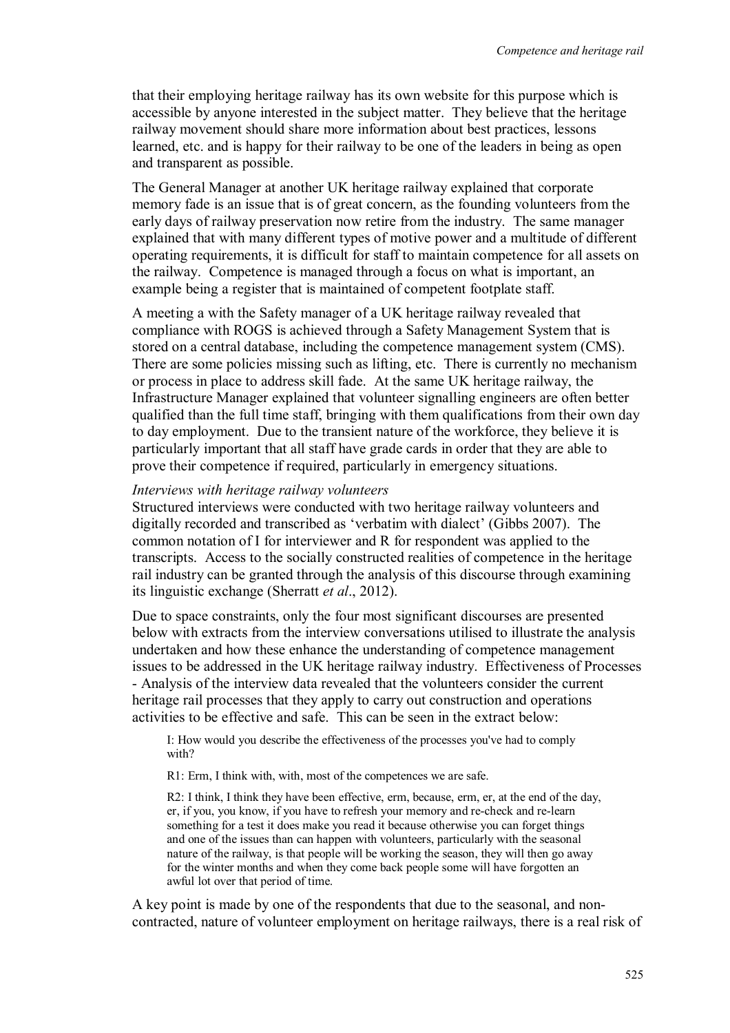that their employing heritage railway has its own website for this purpose which is accessible by anyone interested in the subject matter. They believe that the heritage railway movement should share more information about best practices, lessons learned, etc. and is happy for their railway to be one of the leaders in being as open and transparent as possible.

The General Manager at another UK heritage railway explained that corporate memory fade is an issue that is of great concern, as the founding volunteers from the early days of railway preservation now retire from the industry. The same manager explained that with many different types of motive power and a multitude of different operating requirements, it is difficult for staff to maintain competence for all assets on the railway. Competence is managed through a focus on what is important, an example being a register that is maintained of competent footplate staff.

A meeting a with the Safety manager of a UK heritage railway revealed that compliance with ROGS is achieved through a Safety Management System that is stored on a central database, including the competence management system (CMS). There are some policies missing such as lifting, etc. There is currently no mechanism or process in place to address skill fade. At the same UK heritage railway, the Infrastructure Manager explained that volunteer signalling engineers are often better qualified than the full time staff, bringing with them qualifications from their own day to day employment. Due to the transient nature of the workforce, they believe it is particularly important that all staff have grade cards in order that they are able to prove their competence if required, particularly in emergency situations.

*Interviews with heritage railway volunteers*

Structured interviews were conducted with two heritage railway volunteers and digitally recorded and transcribed as 'verbatim with dialect' (Gibbs 2007). The common notation of I for interviewer and R for respondent was applied to the transcripts. Access to the socially constructed realities of competence in the heritage rail industry can be granted through the analysis of this discourse through examining its linguistic exchange (Sherratt *et al*., 2012).

Due to space constraints, only the four most significant discourses are presented below with extracts from the interview conversations utilised to illustrate the analysis undertaken and how these enhance the understanding of competence management issues to be addressed in the UK heritage railway industry. Effectiveness of Processes - Analysis of the interview data revealed that the volunteers consider the current heritage rail processes that they apply to carry out construction and operations activities to be effective and safe. This can be seen in the extract below:

> I: How would you describe the effectiveness of the processes you've had to comply with?
>
> R1: Erm, I think with, with, most of the competences we are safe.
>
> R2: I think, I think they have been effective, erm, because, erm, er, at the end of the day, er, if you, you know, if you have to refresh your memory and re-check and re-learn something for a test it does make you read it because otherwise you can forget things and one of the issues than can happen with volunteers, particularly with the seasonal nature of the railway, is that people will be working the season, they will then go away for the winter months and when they come back people some will have forgotten an awful lot over that period of time.

A key point is made by one of the respondents that due to the seasonal, and non-contracted, nature of volunteer employment on heritage railways, there is a real risk of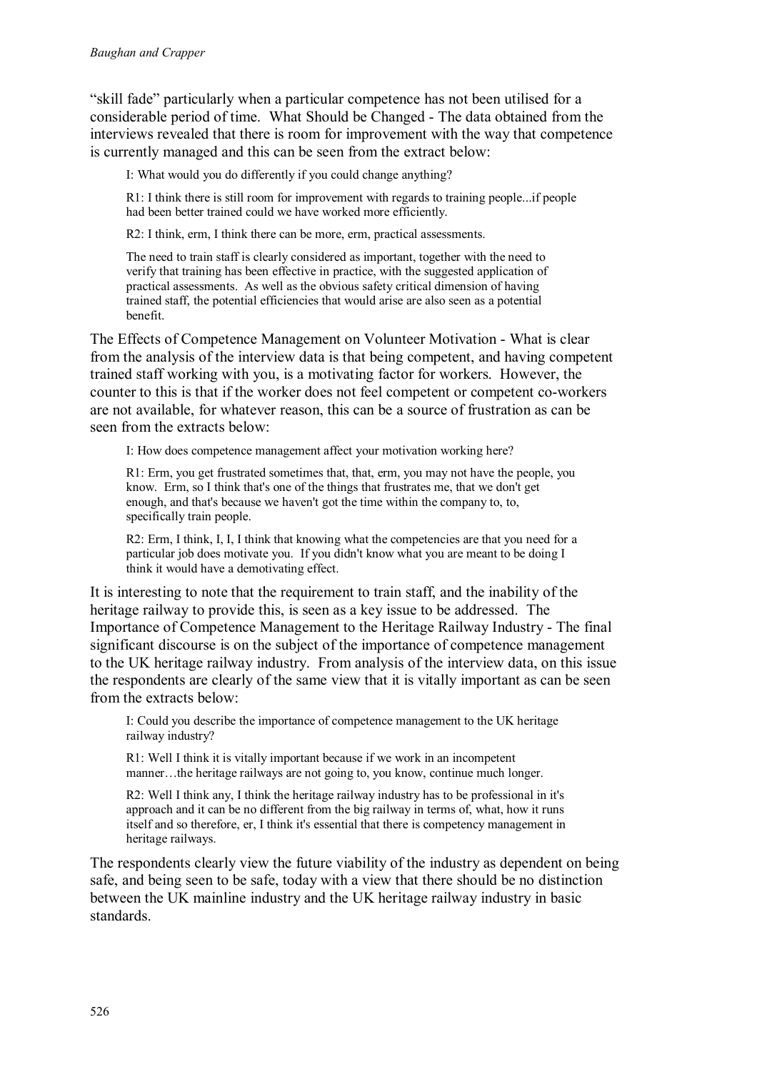"skill fade" particularly when a particular competence has not been utilised for a considerable period of time. What Should be Changed - The data obtained from the interviews revealed that there is room for improvement with the way that competence is currently managed and this can be seen from the extract below:

> I: What would you do differently if you could change anything?
>
> R1: I think there is still room for improvement with regards to training people...if people had been better trained could we have worked more efficiently.
>
> R2: I think, erm, I think there can be more, erm, practical assessments.
>
> The need to train staff is clearly considered as important, together with the need to verify that training has been effective in practice, with the suggested application of practical assessments. As well as the obvious safety critical dimension of having trained staff, the potential efficiencies that would arise are also seen as a potential benefit.

The Effects of Competence Management on Volunteer Motivation - What is clear from the analysis of the interview data is that being competent, and having competent trained staff working with you, is a motivating factor for workers. However, the counter to this is that if the worker does not feel competent or competent co-workers are not available, for whatever reason, this can be a source of frustration as can be seen from the extracts below:

> I: How does competence management affect your motivation working here?
>
> R1: Erm, you get frustrated sometimes that, that, erm, you may not have the people, you know. Erm, so I think that's one of the things that frustrates me, that we don't get enough, and that's because we haven't got the time within the company to, to, specifically train people.
>
> R2: Erm, I think, I, I, I think that knowing what the competencies are that you need for a particular job does motivate you. If you didn't know what you are meant to be doing I think it would have a demotivating effect.

It is interesting to note that the requirement to train staff, and the inability of the heritage railway to provide this, is seen as a key issue to be addressed. The Importance of Competence Management to the Heritage Railway Industry - The final significant discourse is on the subject of the importance of competence management to the UK heritage railway industry. From analysis of the interview data, on this issue the respondents are clearly of the same view that it is vitally important as can be seen from the extracts below:

> I: Could you describe the importance of competence management to the UK heritage railway industry?
>
> R1: Well I think it is vitally important because if we work in an incompetent manner…the heritage railways are not going to, you know, continue much longer.
>
> R2: Well I think any, I think the heritage railway industry has to be professional in it's approach and it can be no different from the big railway in terms of, what, how it runs itself and so therefore, er, I think it's essential that there is competency management in heritage railways.

The respondents clearly view the future viability of the industry as dependent on being safe, and being seen to be safe, today with a view that there should be no distinction between the UK mainline industry and the UK heritage railway industry in basic standards.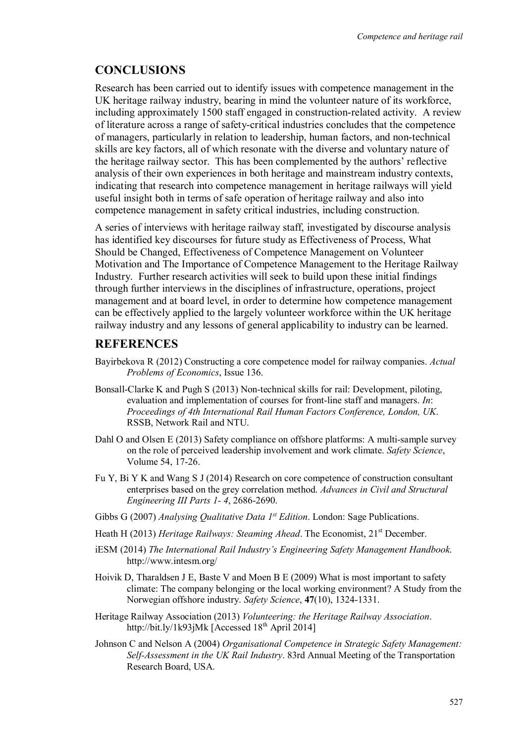## CONCLUSIONS

Research has been carried out to identify issues with competence management in the UK heritage railway industry, bearing in mind the volunteer nature of its workforce, including approximately 1500 staff engaged in construction-related activity. A review of literature across a range of safety-critical industries concludes that the competence of managers, particularly in relation to leadership, human factors, and non-technical skills are key factors, all of which resonate with the diverse and voluntary nature of the heritage railway sector. This has been complemented by the authors' reflective analysis of their own experiences in both heritage and mainstream industry contexts, indicating that research into competence management in heritage railways will yield useful insight both in terms of safe operation of heritage railway and also into competence management in safety critical industries, including construction.

A series of interviews with heritage railway staff, investigated by discourse analysis has identified key discourses for future study as Effectiveness of Process, What Should be Changed, Effectiveness of Competence Management on Volunteer Motivation and The Importance of Competence Management to the Heritage Railway Industry. Further research activities will seek to build upon these initial findings through further interviews in the disciplines of infrastructure, operations, project management and at board level, in order to determine how competence management can be effectively applied to the largely volunteer workforce within the UK heritage railway industry and any lessons of general applicability to industry can be learned.

## REFERENCES

Bayirbekova R (2012) Constructing a core competence model for railway companies. *Actual Problems of Economics*, Issue 136.

Bonsall-Clarke K and Pugh S (2013) Non-technical skills for rail: Development, piloting, evaluation and implementation of courses for front-line staff and managers. *In*: *Proceedings of 4th International Rail Human Factors Conference, London, UK*. RSSB, Network Rail and NTU.

Dahl O and Olsen E (2013) Safety compliance on offshore platforms: A multi-sample survey on the role of perceived leadership involvement and work climate. *Safety Science*, Volume 54, 17-26.

Fu Y, Bi Y K and Wang S J (2014) Research on core competence of construction consultant enterprises based on the grey correlation method. *Advances in Civil and Structural Engineering III Parts 1- 4*, 2686-2690.

Gibbs G (2007) *Analysing Qualitative Data 1st Edition*. London: Sage Publications.

Heath H (2013) *Heritage Railways: Steaming Ahead*. The Economist, 21st December.

iESM (2014) *The International Rail Industry's Engineering Safety Management Handbook*. http://www.intesm.org/

Hoivik D, Tharaldsen J E, Baste V and Moen B E (2009) What is most important to safety climate: The company belonging or the local working environment? A Study from the Norwegian offshore industry. *Safety Science*, **47**(10), 1324-1331.

Heritage Railway Association (2013) *Volunteering: the Heritage Railway Association*. http://bit.ly/1k93jMk [Accessed 18th April 2014]

Johnson C and Nelson A (2004) *Organisational Competence in Strategic Safety Management: Self-Assessment in the UK Rail Industry*. 83rd Annual Meeting of the Transportation Research Board, USA.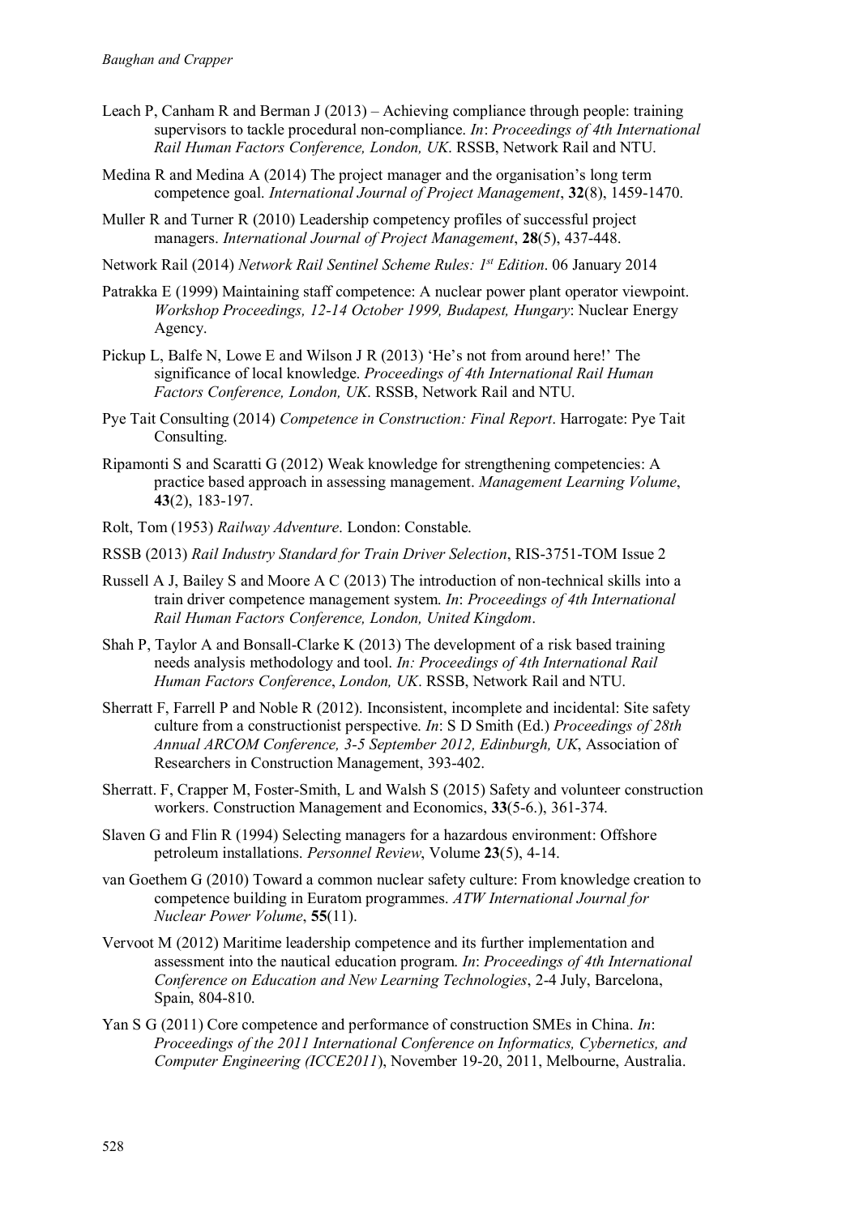Leach P, Canham R and Berman J (2013) – Achieving compliance through people: training supervisors to tackle procedural non-compliance. *In*: *Proceedings of 4th International Rail Human Factors Conference, London, UK*. RSSB, Network Rail and NTU.

Medina R and Medina A (2014) The project manager and the organisation's long term competence goal. *International Journal of Project Management*, **32**(8), 1459-1470.

Muller R and Turner R (2010) Leadership competency profiles of successful project managers. *International Journal of Project Management*, **28**(5), 437-448.

Network Rail (2014) *Network Rail Sentinel Scheme Rules: 1st Edition*. 06 January 2014

Patrakka E (1999) Maintaining staff competence: A nuclear power plant operator viewpoint. *Workshop Proceedings, 12-14 October 1999, Budapest, Hungary*: Nuclear Energy Agency.

Pickup L, Balfe N, Lowe E and Wilson J R (2013) 'He's not from around here!' The significance of local knowledge. *Proceedings of 4th International Rail Human Factors Conference, London, UK*. RSSB, Network Rail and NTU.

Pye Tait Consulting (2014) *Competence in Construction: Final Report*. Harrogate: Pye Tait Consulting.

Ripamonti S and Scaratti G (2012) Weak knowledge for strengthening competencies: A practice based approach in assessing management. *Management Learning Volume*, **43**(2), 183-197.

Rolt, Tom (1953) *Railway Adventure*. London: Constable.

RSSB (2013) *Rail Industry Standard for Train Driver Selection*, RIS-3751-TOM Issue 2

Russell A J, Bailey S and Moore A C (2013) The introduction of non-technical skills into a train driver competence management system. *In*: *Proceedings of 4th International Rail Human Factors Conference, London, United Kingdom*.

Shah P, Taylor A and Bonsall-Clarke K (2013) The development of a risk based training needs analysis methodology and tool. *In: Proceedings of 4th International Rail Human Factors Conference*, *London, UK*. RSSB, Network Rail and NTU.

Sherratt F, Farrell P and Noble R (2012). Inconsistent, incomplete and incidental: Site safety culture from a constructionist perspective. *In*: S D Smith (Ed.) *Proceedings of 28th Annual ARCOM Conference, 3-5 September 2012, Edinburgh, UK*, Association of Researchers in Construction Management, 393-402.

Sherratt. F, Crapper M, Foster-Smith, L and Walsh S (2015) Safety and volunteer construction workers. Construction Management and Economics, **33**(5-6.), 361-374.

Slaven G and Flin R (1994) Selecting managers for a hazardous environment: Offshore petroleum installations. *Personnel Review*, Volume **23**(5), 4-14.

van Goethem G (2010) Toward a common nuclear safety culture: From knowledge creation to competence building in Euratom programmes. *ATW International Journal for Nuclear Power Volume*, **55**(11).

Vervoot M (2012) Maritime leadership competence and its further implementation and assessment into the nautical education program. *In*: *Proceedings of 4th International Conference on Education and New Learning Technologies*, 2-4 July, Barcelona, Spain, 804-810.

Yan S G (2011) Core competence and performance of construction SMEs in China. *In*: *Proceedings of the 2011 International Conference on Informatics, Cybernetics, and Computer Engineering (ICCE2011*), November 19-20, 2011, Melbourne, Australia.